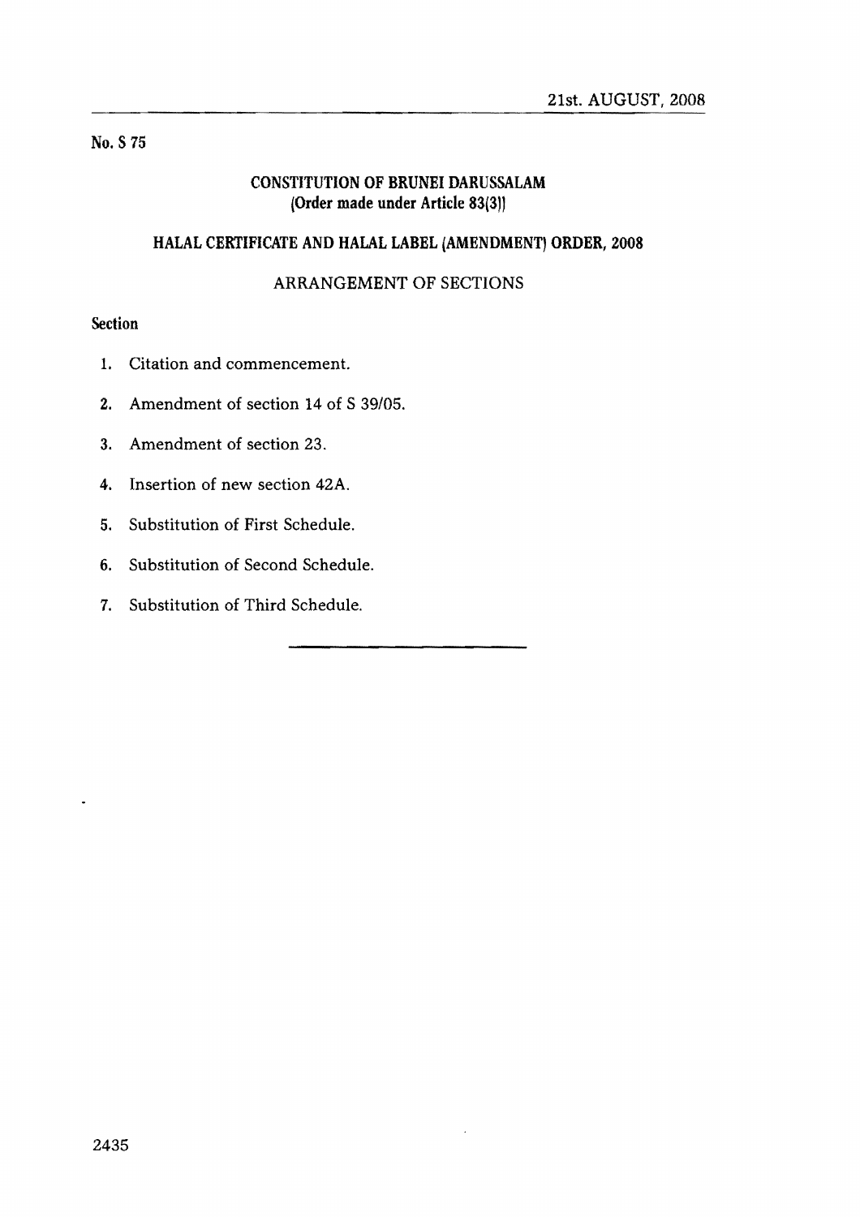21st. AUGUST, 2008

No. S 75

## CONSTITUTION OF BRUNEI DARUSSALAM
## (Order made under Article 83(3))

## HALAL CERTIFICATE AND HALAL LABEL (AMENDMENT) ORDER, 2008

### ARRANGEMENT OF SECTIONS

**Section**

1. Citation and commencement.
2. Amendment of section 14 of S 39/05.
3. Amendment of section 23.
4. Insertion of new section 42A.
5. Substitution of First Schedule.
6. Substitution of Second Schedule.
7. Substitution of Third Schedule.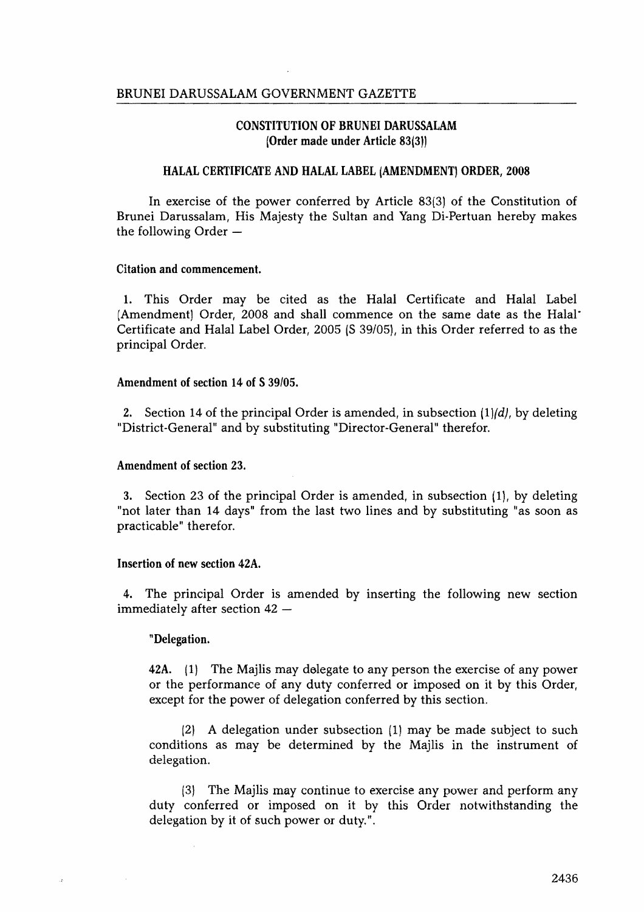BRUNEI DARUSSALAM GOVERNMENT GAZETTE

## CONSTITUTION OF BRUNEI DARUSSALAM
**(Order made under Article 83(3))**

## HALAL CERTIFICATE AND HALAL LABEL (AMENDMENT) ORDER, 2008

In exercise of the power conferred by Article 83(3) of the Constitution of Brunei Darussalam, His Majesty the Sultan and Yang Di-Pertuan hereby makes the following Order —

**Citation and commencement.**

1. This Order may be cited as the Halal Certificate and Halal Label (Amendment) Order, 2008 and shall commence on the same date as the Halal Certificate and Halal Label Order, 2005 (S 39/05), in this Order referred to as the principal Order.

**Amendment of section 14 of S 39/05.**

2. Section 14 of the principal Order is amended, in subsection (1)*(d)*, by deleting "District-General" and by substituting "Director-General" therefor.

**Amendment of section 23.**

3. Section 23 of the principal Order is amended, in subsection (1), by deleting "not later than 14 days" from the last two lines and by substituting "as soon as practicable" therefor.

**Insertion of new section 42A.**

4. The principal Order is amended by inserting the following new section immediately after section 42 —

"**Delegation.**

**42A.** (1) The Majlis may delegate to any person the exercise of any power or the performance of any duty conferred or imposed on it by this Order, except for the power of delegation conferred by this section.

(2) A delegation under subsection (1) may be made subject to such conditions as may be determined by the Majlis in the instrument of delegation.

(3) The Majlis may continue to exercise any power and perform any duty conferred or imposed on it by this Order notwithstanding the delegation by it of such power or duty.".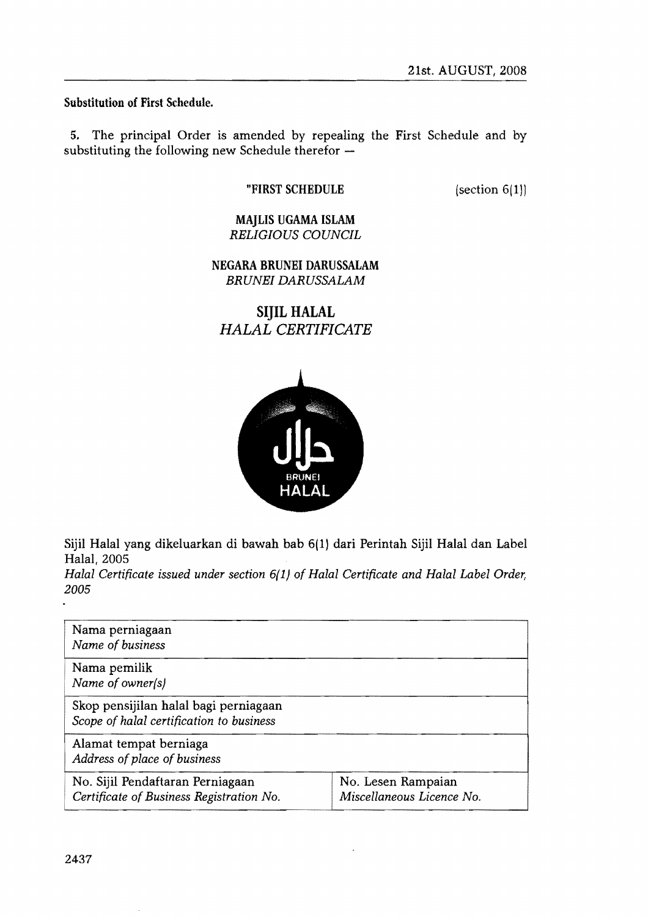**Substitution of First Schedule.**

5. The principal Order is amended by repealing the First Schedule and by substituting the following new Schedule therefor —

"FIRST SCHEDULE (section 6(1))

**MAJLIS UGAMA ISLAM**
*RELIGIOUS COUNCIL*

**NEGARA BRUNEI DARUSSALAM**
*BRUNEI DARUSSALAM*

**SIJIL HALAL**
*HALAL CERTIFICATE*

Sijil Halal yang dikeluarkan di bawah bab 6(1) dari Perintah Sijil Halal dan Label Halal, 2005
*Halal Certificate issued under section 6(1) of Halal Certificate and Halal Label Order, 2005*

| Nama perniagaan<br>*Name of business* | |
|---|---|
| Nama pemilik<br>*Name of owner(s)* | |
| Skop pensijilan halal bagi perniagaan<br>*Scope of halal certification to business* | |
| Alamat tempat berniaga<br>*Address of place of business* | |
| No. Sijil Pendaftaran Perniagaan<br>*Certificate of Business Registration No.* | No. Lesen Rampaian<br>*Miscellaneous Licence No.* |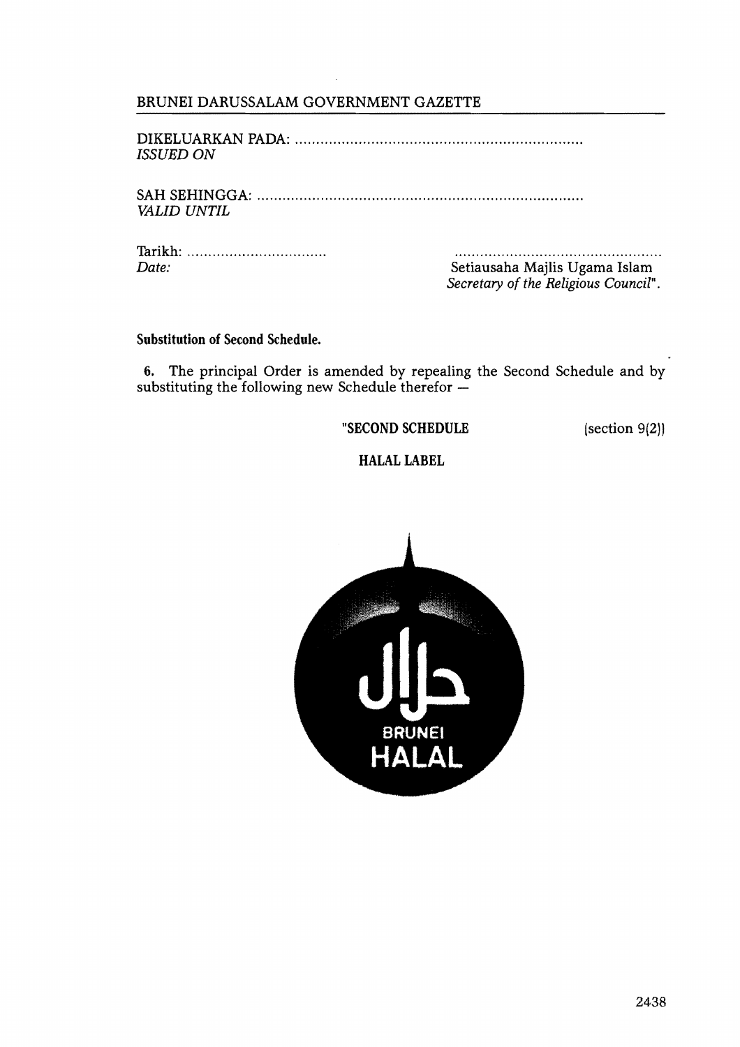DIKELUARKAN PADA: ....................................................................
*ISSUED ON*

SAH SEHINGGA: .............................................................................
*VALID UNTIL*

Tarikh: .................................
*Date:*

.................................................
Setiausaha Majlis Ugama Islam
*Secretary of the Religious Council*".

**Substitution of Second Schedule.**

**6.** The principal Order is amended by repealing the Second Schedule and by substituting the following new Schedule therefor —

**"SECOND SCHEDULE** (section 9(2))

**HALAL LABEL**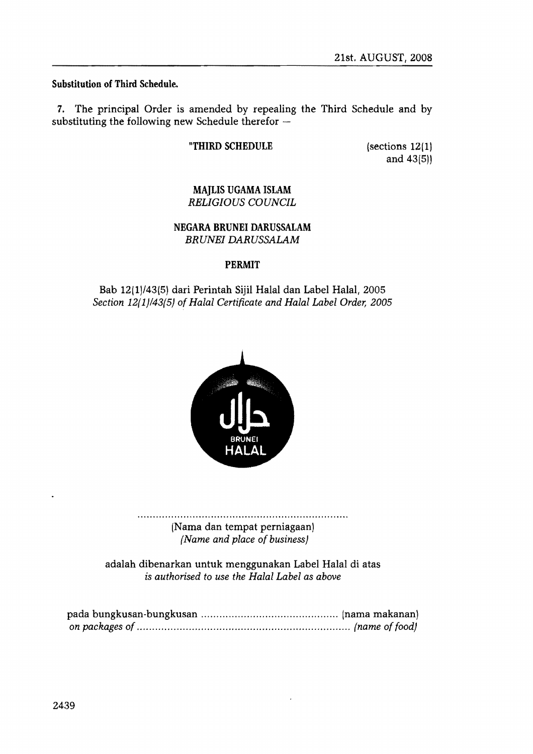**Substitution of Third Schedule.**

7. The principal Order is amended by repealing the Third Schedule and by substituting the following new Schedule therefor –

"THIRD SCHEDULE (sections 12(1) and 43(5))

**MAJLIS UGAMA ISLAM**
*RELIGIOUS COUNCIL*

**NEGARA BRUNEI DARUSSALAM**
*BRUNEI DARUSSALAM*

**PERMIT**

Bab 12(1)/43(5) dari Perintah Sijil Halal dan Label Halal, 2005
*Section 12(1)/43(5) of Halal Certificate and Halal Label Order, 2005*

حلال
BRUNEI
HALAL

.....................................................................
(Nama dan tempat perniagaan)
*(Name and place of business)*

adalah dibenarkan untuk menggunakan Label Halal di atas
*is authorised to use the Halal Label as above*

pada bungkusan-bungkusan ............................................ (nama makanan)
*on packages of ...................................................................... (name of food)*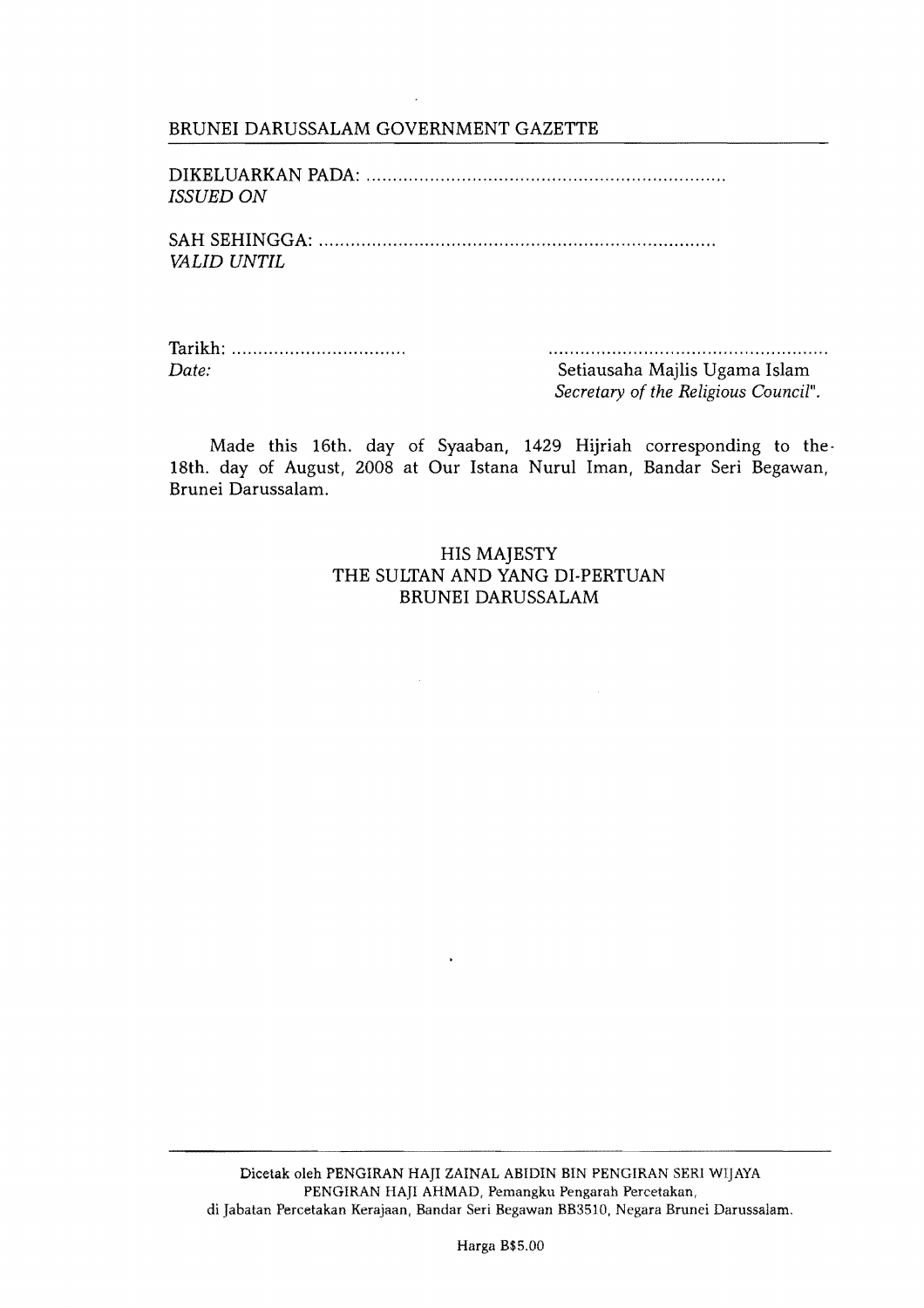BRUNEI DARUSSALAM GOVERNMENT GAZETTE

DIKELUARKAN PADA: ....................................................................
*ISSUED ON*

SAH SEHINGGA: ...........................................................................
*VALID UNTIL*

Tarikh: .................................
*Date:*

.....................................................
Setiausaha Majlis Ugama Islam
*Secretary of the Religious Council*".

Made this 16th. day of Syaaban, 1429 Hijriah corresponding to the 18th. day of August, 2008 at Our Istana Nurul Iman, Bandar Seri Begawan, Brunei Darussalam.

HIS MAJESTY
THE SULTAN AND YANG DI-PERTUAN
BRUNEI DARUSSALAM

---

Dicetak oleh PENGIRAN HAJI ZAINAL ABIDIN BIN PENGIRAN SERI WIJAYA PENGIRAN HAJI AHMAD, Pemangku Pengarah Percetakan, di Jabatan Percetakan Kerajaan, Bandar Seri Begawan BB3510, Negara Brunei Darussalam.

Harga B$5.00